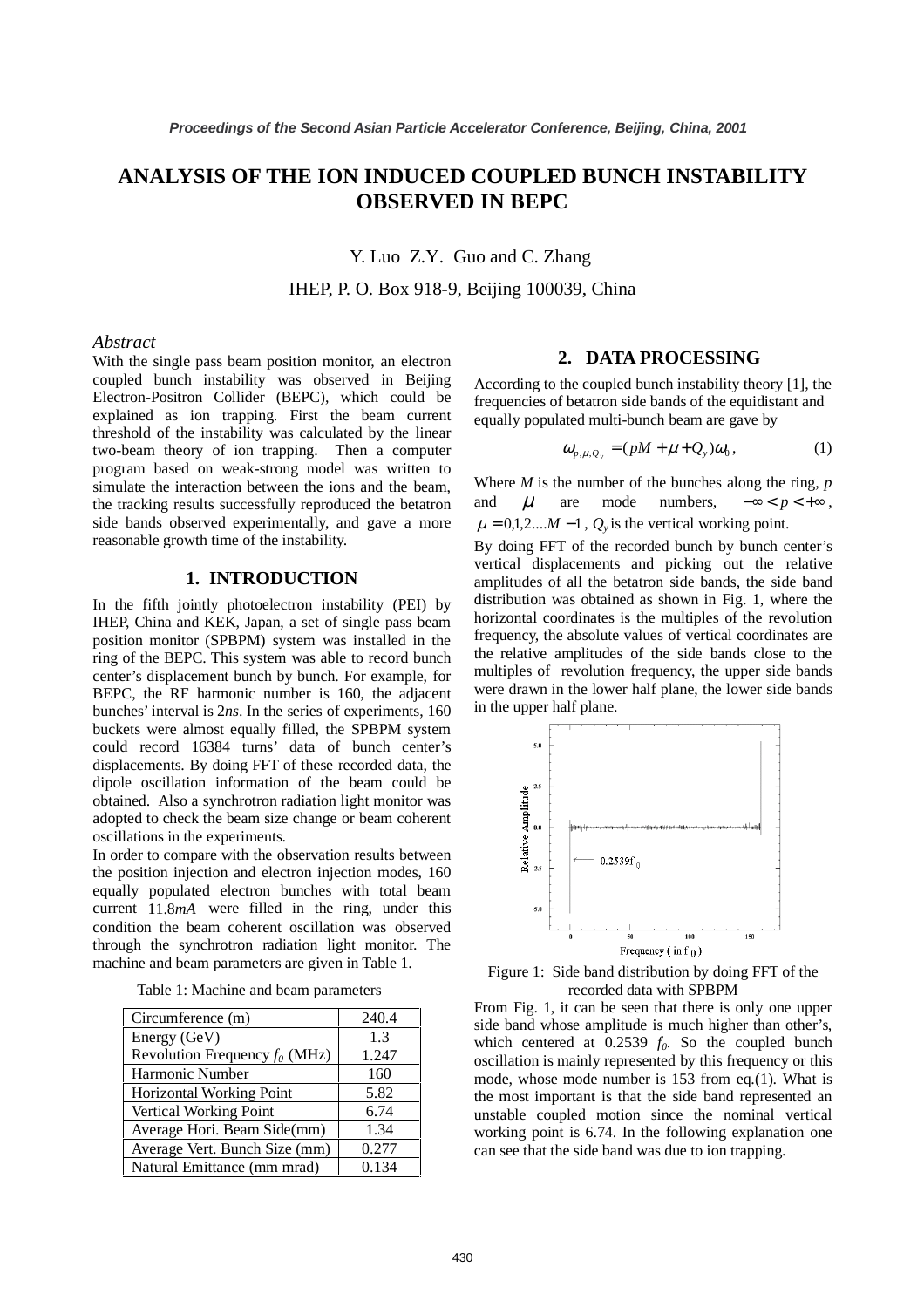# ANALYSIS OF THE ION INDUCED COUPLED BUNCH INSTABILITY OBSERVED IN BEPC

Y. Luo Z.Y. Guo and C. Zhang

IHEP, P. O. Box 918-9, Beijing 100039, China

## Abstract

With the single pass beam position monitor, an electron coupled bunch instability was observed in Beijing Electron-Positron Collider (BEPC), which could be explained as ion trapping. First the beam current threshold of the instability was calculated by the linear two-beam theory of ion trapping. Then a computer program based on weak-strong model was written to simulate the interaction between the ions and the beam, the tracking results successfully reproduced the betatron side bands observed experimentally, and gave a more reasonable growth time of the instability.

## 1. INTRODUCTION

In the fifth jointly photoelectron instability (PEI) by IHEP, China and KEK, Japan, a set of single pass beam position monitor (SPBPM) system was installed in the ring of the BEPC. This system was able to record bunch center's displacement bunch by bunch. For example, for BEPC, the RF harmonic number is 160, the adjacent bunches' interval is 2*ns*. In the series of experiments, 160 buckets were almost equally filled, the SPBPM system could record 16384 turns' data of bunch center's displacements. By doing FFT of these recorded data, the dipole oscillation information of the beam could be obtained. Also a synchrotron radiation light monitor was adopted to check the beam size change or beam coherent oscillations in the experiments.

In order to compare with the observation results between the position injection and electron injection modes, 160 equally populated electron bunches with total beam current 11.8*mA* were filled in the ring, under this condition the beam coherent oscillation was observed through the synchrotron radiation light monitor. The machine and beam parameters are given in Table 1.

Table 1: Machine and beam parameters

| Circumference (m) | 240.4 |
|---|---|
| Energy (GeV) | 1.3 |
| Revolution Frequency $f_0$ (MHz) | 1.247 |
| Harmonic Number | 160 |
| Horizontal Working Point | 5.82 |
| Vertical Working Point | 6.74 |
| Average Hori. Beam Side(mm) | 1.34 |
| Average Vert. Bunch Size (mm) | 0.277 |
| Natural Emittance (mm mrad) | 0.134 |

## 2. DATA PROCESSING

According to the coupled bunch instability theory [1], the frequencies of betatron side bands of the equidistant and equally populated multi-bunch beam are gave by

$$\omega_{p,\mu,Q_y} = (pM + \mu + Q_y)\omega_0 , \qquad (1)$$

Where $M$ is the number of the bunches along the ring, $p$ and $\mu$ are mode numbers, $-\infty < p < +\infty$, $\mu = 0,1,2....M-1$, $Q_y$ is the vertical working point.

By doing FFT of the recorded bunch by bunch center's vertical displacements and picking out the relative amplitudes of all the betatron side bands, the side band distribution was obtained as shown in Fig. 1, where the horizontal coordinates is the multiples of the revolution frequency, the absolute values of vertical coordinates are the relative amplitudes of the side bands close to the multiples of revolution frequency, the upper side bands were drawn in the lower half plane, the lower side bands in the upper half plane.

Figure 1: Side band distribution by doing FFT of the recorded data with SPBPM

From Fig. 1, it can be seen that there is only one upper side band whose amplitude is much higher than other's, which centered at 0.2539 $f_0$. So the coupled bunch oscillation is mainly represented by this frequency or this mode, whose mode number is 153 from eq.(1). What is the most important is that the side band represented an unstable coupled motion since the nominal vertical working point is 6.74. In the following explanation one can see that the side band was due to ion trapping.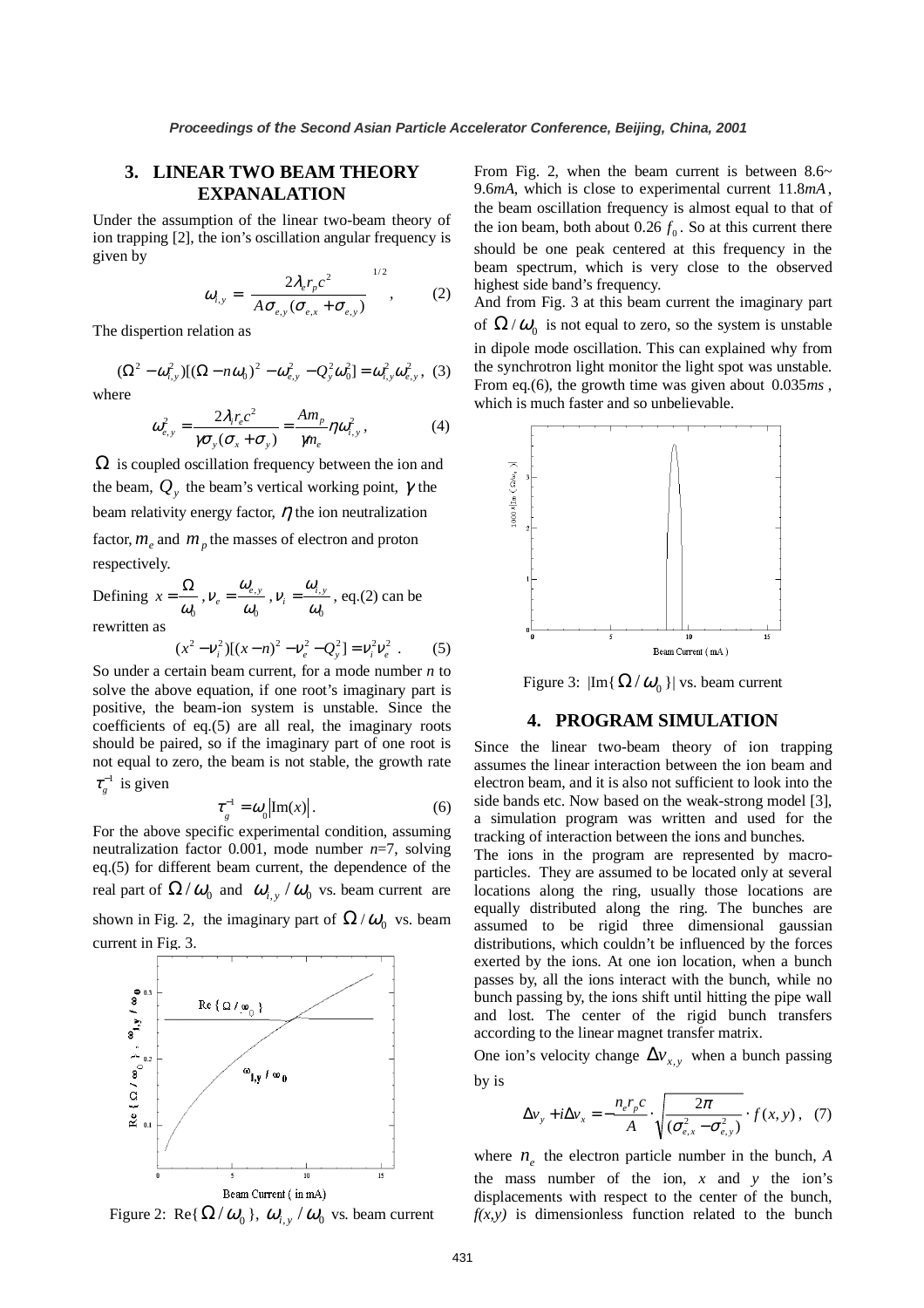## 3. LINEAR TWO BEAM THEORY EXPANALATION

Under the assumption of the linear two-beam theory of ion trapping [2], the ion's oscillation angular frequency is given by

$$\omega_{i,y} = \left[ \frac{2\lambda_e r_p c^2}{A\sigma_{e,y}(\sigma_{e,x}+\sigma_{e,y})} \right]^{1/2}, \qquad (2)$$

The dispertion relation as

$$(\Omega^2 - \omega_{i,y}^2)[(\Omega - n\omega_0)^2 - \omega_{e,y}^2 - Q_y^2\omega_0^2] = \omega_{i,y}^2\omega_{e,y}^2, \quad (3)$$

where

$$\omega_{e,y}^2 = \frac{2\lambda_i r_e c^2}{\gamma\sigma_y(\sigma_x+\sigma_y)} = \frac{Am_p}{\gamma m_e}\eta\omega_{i,y}^2, \qquad (4)$$

$\Omega$ is coupled oscillation frequency between the ion and the beam, $Q_y$ the beam's vertical working point, $\gamma$ the beam relativity energy factor, $\eta$ the ion neutralization factor, $m_e$ and $m_p$ the masses of electron and proton respectively.

Defining $x = \frac{\Omega}{\omega_0}, \nu_e = \frac{\omega_{e,y}}{\omega_0}, \nu_i = \frac{\omega_{i,y}}{\omega_0}$, eq.(2) can be rewritten as

$$(x^2 - \nu_i^2)[(x-n)^2 - \nu_e^2 - Q_y^2] = \nu_i^2\nu_e^2 \ . \qquad (5)$$

So under a certain beam current, for a mode number *n* to solve the above equation, if one root's imaginary part is positive, the beam-ion system is unstable. Since the coefficients of eq.(5) are all real, the imaginary roots should be paired, so if the imaginary part of one root is not equal to zero, the beam is not stable, the growth rate $\tau_g^{-1}$ is given

$$\tau_g^{-1} = \omega_0 |\mathrm{Im}(x)|. \qquad (6)$$

For the above specific experimental condition, assuming neutralization factor 0.001, mode number *n*=7, solving eq.(5) for different beam current, the dependence of the real part of $\Omega/\omega_0$ and $\omega_{i,y}/\omega_0$ vs. beam current are shown in Fig. 2, the imaginary part of $\Omega/\omega_0$ vs. beam current in Fig. 3.

Figure 2: Re{$\Omega/\omega_0$}, $\omega_{i,y}/\omega_0$ vs. beam current

From Fig. 2, when the beam current is between 8.6~ 9.6*mA*, which is close to experimental current 11.8*mA*, the beam oscillation frequency is almost equal to that of the ion beam, both about 0.26 $f_0$. So at this current there should be one peak centered at this frequency in the beam spectrum, which is very close to the observed highest side band's frequency.

And from Fig. 3 at this beam current the imaginary part of $\Omega/\omega_0$ is not equal to zero, so the system is unstable in dipole mode oscillation. This can explained why from the synchrotron light monitor the light spot was unstable. From eq.(6), the growth time was given about 0.035*ms*, which is much faster and so unbelievable.

Figure 3: |Im{$\Omega/\omega_0$}| vs. beam current

## 4. PROGRAM SIMULATION

Since the linear two-beam theory of ion trapping assumes the linear interaction between the ion beam and electron beam, and it is also not sufficient to look into the side bands etc. Now based on the weak-strong model [3], a simulation program was written and used for the tracking of interaction between the ions and bunches.

The ions in the program are represented by macro-particles. They are assumed to be located only at several locations along the ring, usually those locations are equally distributed along the ring. The bunches are assumed to be rigid three dimensional gaussian distributions, which couldn't be influenced by the forces exerted by the ions. At one ion location, when a bunch passes by, all the ions interact with the bunch, while no bunch passing by, the ions shift until hitting the pipe wall and lost. The center of the rigid bunch transfers according to the linear magnet transfer matrix.

One ion's velocity change $\Delta v_{x,y}$ when a bunch passing by is

$$\Delta v_y + i\Delta v_x = -\frac{n_e r_p c}{A} \cdot \sqrt{\frac{2\pi}{(\sigma_{e,x}^2 - \sigma_{e,y}^2)}} \cdot f(x,y), \quad (7)$$

where $n_e$ the electron particle number in the bunch, *A* the mass number of the ion, *x* and *y* the ion's displacements with respect to the center of the bunch, *f(x,y)* is dimensionless function related to the bunch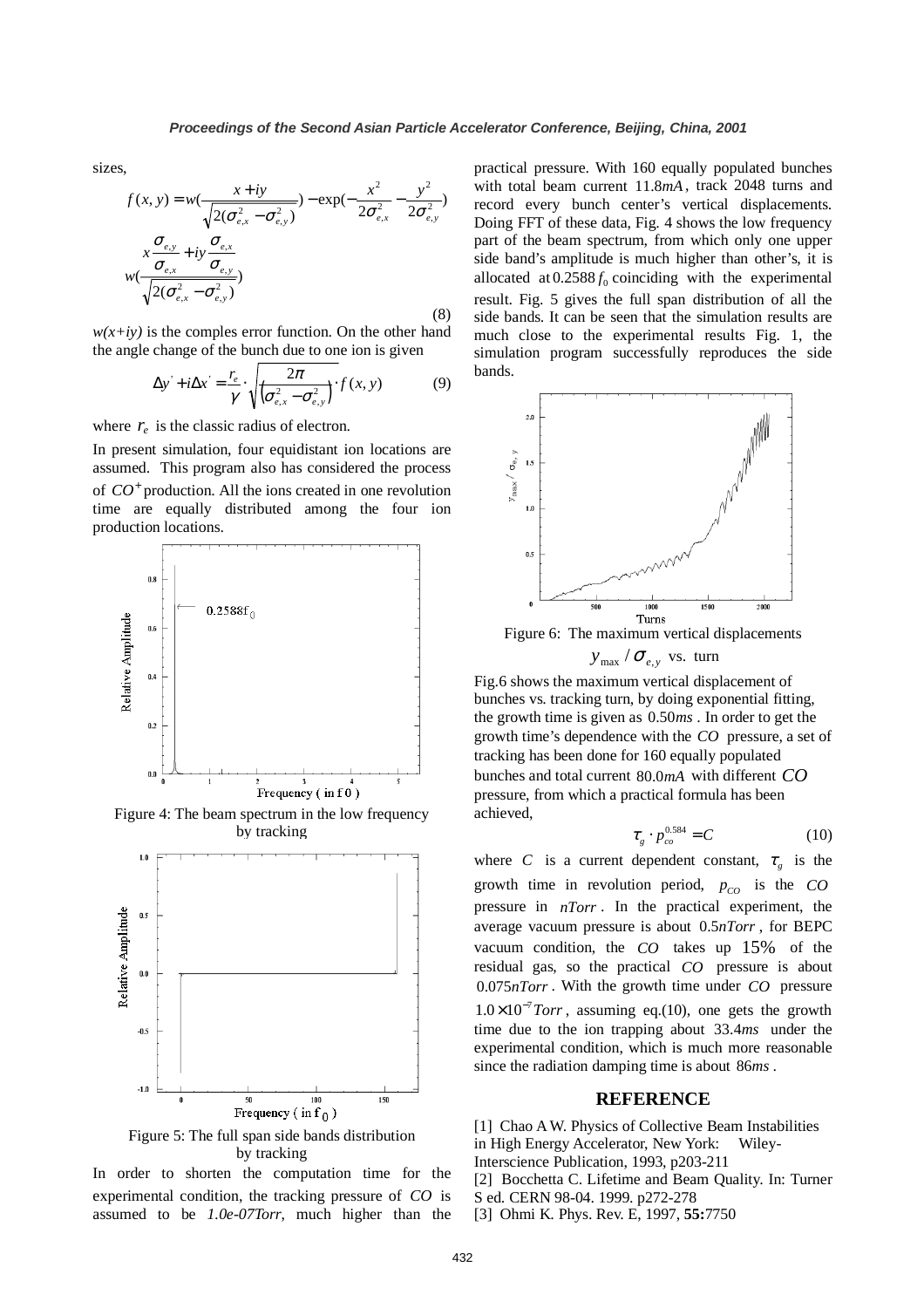sizes,

$$f(x,y) = w\left(\frac{x+iy}{\sqrt{2(\sigma_{e,x}^2 - \sigma_{e,y}^2)}}\right) - \exp\left(-\frac{x^2}{2\sigma_{e,x}^2} - \frac{y^2}{2\sigma_{e,y}^2}\right)$$

$$w\left(\frac{x\frac{\sigma_{e,y}}{\sigma_{e,x}} + iy\frac{\sigma_{e,x}}{\sigma_{e,y}}}{\sqrt{2(\sigma_{e,x}^2 - \sigma_{e,y}^2)}}\right) \tag{8}$$

*w(x+iy)* is the comples error function. On the other hand the angle change of the bunch due to one ion is given

$$\Delta y' + i\Delta x' = \frac{r_e}{\gamma} \cdot \sqrt{\frac{2\pi}{(\sigma_{e,x}^2 - \sigma_{e,y}^2)}} \cdot f(x,y) \tag{9}$$

where $r_e$ is the classic radius of electron.

In present simulation, four equidistant ion locations are assumed. This program also has considered the process of $CO^+$ production. All the ions created in one revolution time are equally distributed among the four ion production locations.

0.2588f0

Relative Amplitude

Frequency ( in f 0 )

Figure 4: The beam spectrum in the low frequency by tracking

Relative Amplitude

Frequency ( in f0 )

Figure 5: The full span side bands distribution by tracking

In order to shorten the computation time for the experimental condition, the tracking pressure of $CO$ is assumed to be *1.0e-07Torr*, much higher than the practical pressure. With 160 equally populated bunches with total beam current $11.8mA$, track 2048 turns and record every bunch center's vertical displacements. Doing FFT of these data, Fig. 4 shows the low frequency part of the beam spectrum, from which only one upper side band's amplitude is much higher than other's, it is allocated at $0.2588 f_0$ coinciding with the experimental result. Fig. 5 gives the full span distribution of all the side bands. It can be seen that the simulation results are much close to the experimental results Fig. 1, the simulation program successfully reproduces the side bands.

$y_{max} / \sigma_{e,y}$

Turns

Figure 6: The maximum vertical displacements $y_{\max} / \sigma_{e,y}$ vs. turn

Fig.6 shows the maximum vertical displacement of bunches vs. tracking turn, by doing exponential fitting, the growth time is given as $0.50ms$. In order to get the growth time's dependence with the $CO$ pressure, a set of tracking has been done for 160 equally populated bunches and total current $80.0mA$ with different $CO$ pressure, from which a practical formula has been achieved,

$$\tau_g \cdot p_{co}^{0.584} = C \tag{10}$$

where $C$ is a current dependent constant, $\tau_g$ is the growth time in revolution period, $p_{CO}$ is the $CO$ pressure in $nTorr$. In the practical experiment, the average vacuum pressure is about $0.5nTorr$, for BEPC vacuum condition, the $CO$ takes up 15% of the residual gas, so the practical $CO$ pressure is about $0.075nTorr$. With the growth time under $CO$ pressure $1.0 \times 10^{-7} Torr$, assuming eq.(10), one gets the growth time due to the ion trapping about $33.4ms$ under the experimental condition, which is much more reasonable since the radiation damping time is about $86ms$.

## REFERENCE

[1] Chao A W. Physics of Collective Beam Instabilities in High Energy Accelerator, New York: Wiley-Interscience Publication, 1993, p203-211

[2] Bocchetta C. Lifetime and Beam Quality. In: Turner S ed. CERN 98-04. 1999. p272-278

[3] Ohmi K. Phys. Rev. E, 1997, **55:**7750